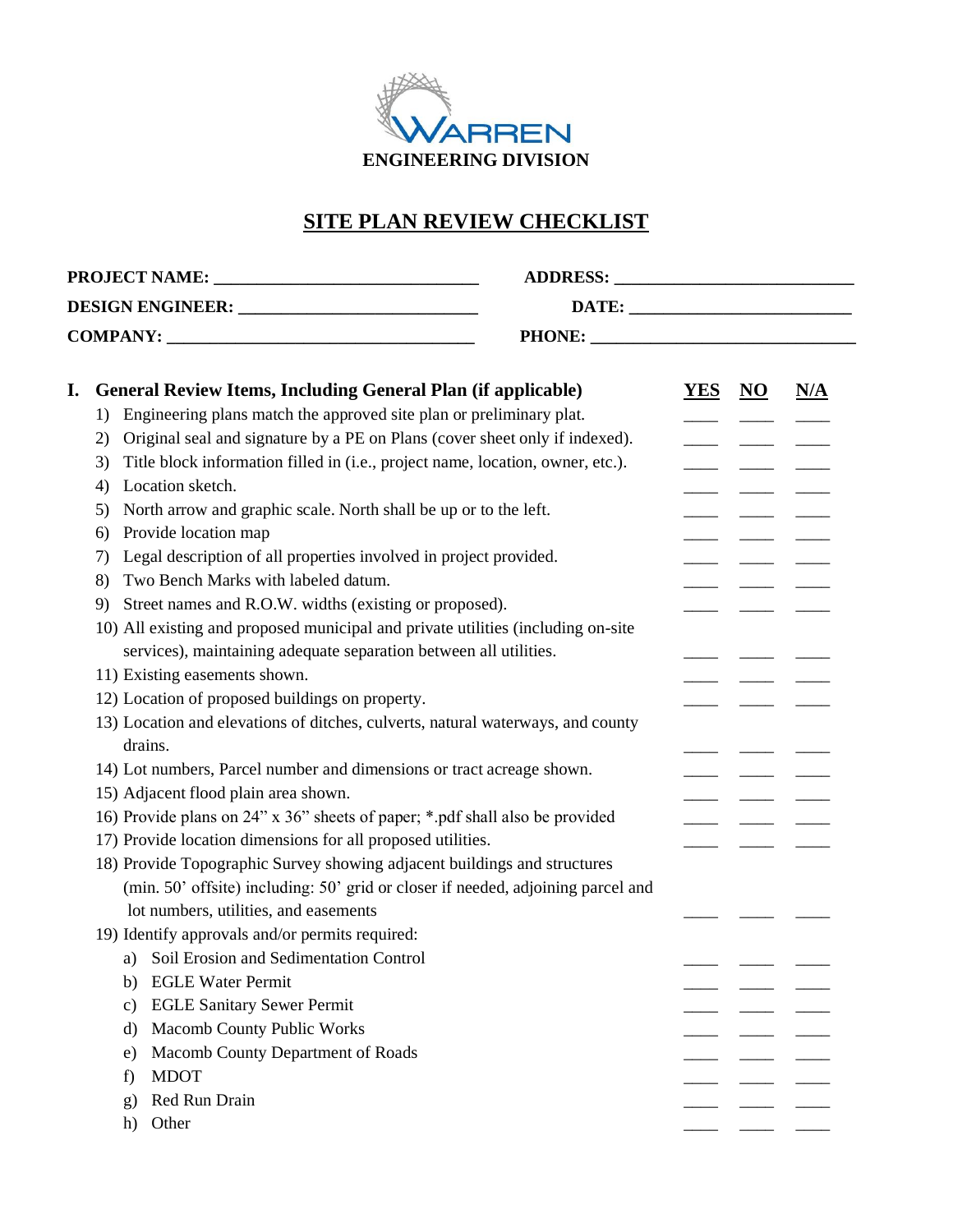WARREN
**ENGINEERING DIVISION**

# SITE PLAN REVIEW CHECKLIST

**PROJECT NAME:** ______________________________ **ADDRESS:** ___________________________

**DESIGN ENGINEER:** ___________________________ **DATE:** _________________________

**COMPANY:** ___________________________________ **PHONE:** _______________________________

| **I. General Review Items, Including General Plan (if applicable)** | **YES** | **NO** | **N/A** |
|---|---|---|---|
| 1) Engineering plans match the approved site plan or preliminary plat. | ____ | ____ | ____ |
| 2) Original seal and signature by a PE on Plans (cover sheet only if indexed). | ____ | ____ | ____ |
| 3) Title block information filled in (i.e., project name, location, owner, etc.). | ____ | ____ | ____ |
| 4) Location sketch. | ____ | ____ | ____ |
| 5) North arrow and graphic scale. North shall be up or to the left. | ____ | ____ | ____ |
| 6) Provide location map | ____ | ____ | ____ |
| 7) Legal description of all properties involved in project provided. | ____ | ____ | ____ |
| 8) Two Bench Marks with labeled datum. | ____ | ____ | ____ |
| 9) Street names and R.O.W. widths (existing or proposed). | ____ | ____ | ____ |
| 10) All existing and proposed municipal and private utilities (including on-site services), maintaining adequate separation between all utilities. | ____ | ____ | ____ |
| 11) Existing easements shown. | ____ | ____ | ____ |
| 12) Location of proposed buildings on property. | ____ | ____ | ____ |
| 13) Location and elevations of ditches, culverts, natural waterways, and county drains. | ____ | ____ | ____ |
| 14) Lot numbers, Parcel number and dimensions or tract acreage shown. | ____ | ____ | ____ |
| 15) Adjacent flood plain area shown. | ____ | ____ | ____ |
| 16) Provide plans on 24" x 36" sheets of paper; *.pdf shall also be provided | ____ | ____ | ____ |
| 17) Provide location dimensions for all proposed utilities. | ____ | ____ | ____ |
| 18) Provide Topographic Survey showing adjacent buildings and structures (min. 50' offsite) including: 50' grid or closer if needed, adjoining parcel and lot numbers, utilities, and easements | ____ | ____ | ____ |
| 19) Identify approvals and/or permits required: | | | |
| a) Soil Erosion and Sedimentation Control | ____ | ____ | ____ |
| b) EGLE Water Permit | ____ | ____ | ____ |
| c) EGLE Sanitary Sewer Permit | ____ | ____ | ____ |
| d) Macomb County Public Works | ____ | ____ | ____ |
| e) Macomb County Department of Roads | ____ | ____ | ____ |
| f) MDOT | ____ | ____ | ____ |
| g) Red Run Drain | ____ | ____ | ____ |
| h) Other | ____ | ____ | ____ |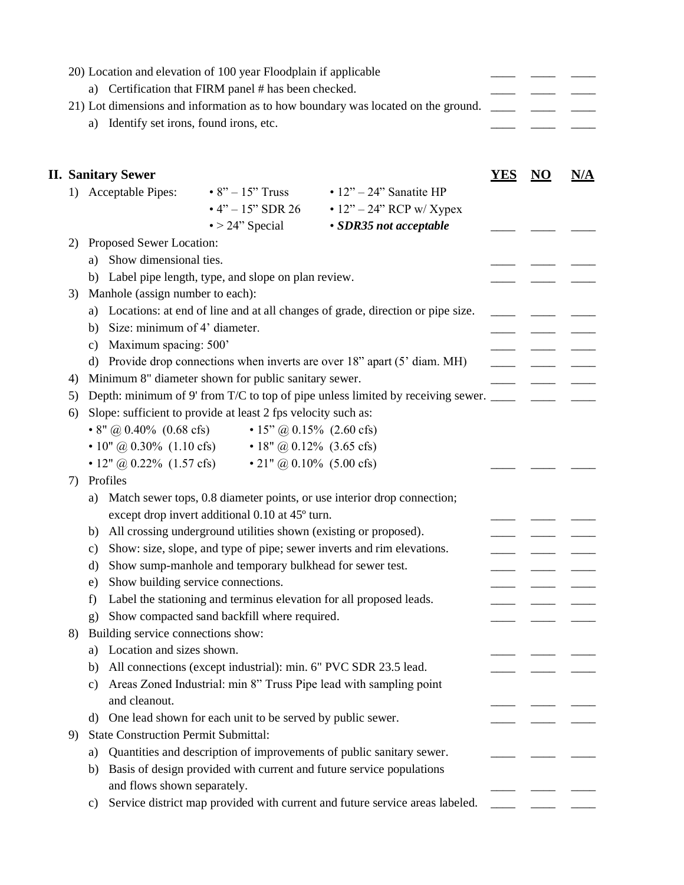20) Location and elevation of 100 year Floodplain if applicable ____ ____ ____

   a) Certification that FIRM panel # has been checked. ____ ____ ____

21) Lot dimensions and information as to how boundary was located on the ground. ____ ____ ____

   a) Identify set irons, found irons, etc. ____ ____ ____

## II. Sanitary Sewer

| | YES | NO | N/A |
|---|---|---|---|

1) Acceptable Pipes:
   - 8" – 15" Truss
   - 4" – 15" SDR 26
   - > 24" Special
   - 12" – 24" Sanatite HP
   - 12" – 24" RCP w/ Xypex
   - ***SDR35 not acceptable*** ____ ____ ____

2) Proposed Sewer Location:

   a) Show dimensional ties. ____ ____ ____

   b) Label pipe length, type, and slope on plan review. ____ ____ ____

3) Manhole (assign number to each):

   a) Locations: at end of line and at all changes of grade, direction or pipe size. ____ ____ ____

   b) Size: minimum of 4' diameter. ____ ____ ____

   c) Maximum spacing: 500' ____ ____ ____

   d) Provide drop connections when inverts are over 18" apart (5' diam. MH) ____ ____ ____

4) Minimum 8" diameter shown for public sanitary sewer. ____ ____ ____

5) Depth: minimum of 9' from T/C to top of pipe unless limited by receiving sewer. ____ ____ ____

6) Slope: sufficient to provide at least 2 fps velocity such as:
   - 8" @ 0.40% (0.68 cfs)
   - 10" @ 0.30% (1.10 cfs)
   - 12" @ 0.22% (1.57 cfs)
   - 15" @ 0.15% (2.60 cfs)
   - 18" @ 0.12% (3.65 cfs)
   - 21" @ 0.10% (5.00 cfs) ____ ____ ____

7) Profiles

   a) Match sewer tops, 0.8 diameter points, or use interior drop connection; except drop invert additional 0.10 at 45º turn. ____ ____ ____

   b) All crossing underground utilities shown (existing or proposed). ____ ____ ____

   c) Show: size, slope, and type of pipe; sewer inverts and rim elevations. ____ ____ ____

   d) Show sump-manhole and temporary bulkhead for sewer test. ____ ____ ____

   e) Show building service connections. ____ ____ ____

   f) Label the stationing and terminus elevation for all proposed leads. ____ ____ ____

   g) Show compacted sand backfill where required. ____ ____ ____

8) Building service connections show:

   a) Location and sizes shown. ____ ____ ____

   b) All connections (except industrial): min. 6" PVC SDR 23.5 lead. ____ ____ ____

   c) Areas Zoned Industrial: min 8" Truss Pipe lead with sampling point and cleanout. ____ ____ ____

   d) One lead shown for each unit to be served by public sewer. ____ ____ ____

9) State Construction Permit Submittal:

   a) Quantities and description of improvements of public sanitary sewer. ____ ____ ____

   b) Basis of design provided with current and future service populations and flows shown separately. ____ ____ ____

   c) Service district map provided with current and future service areas labeled. ____ ____ ____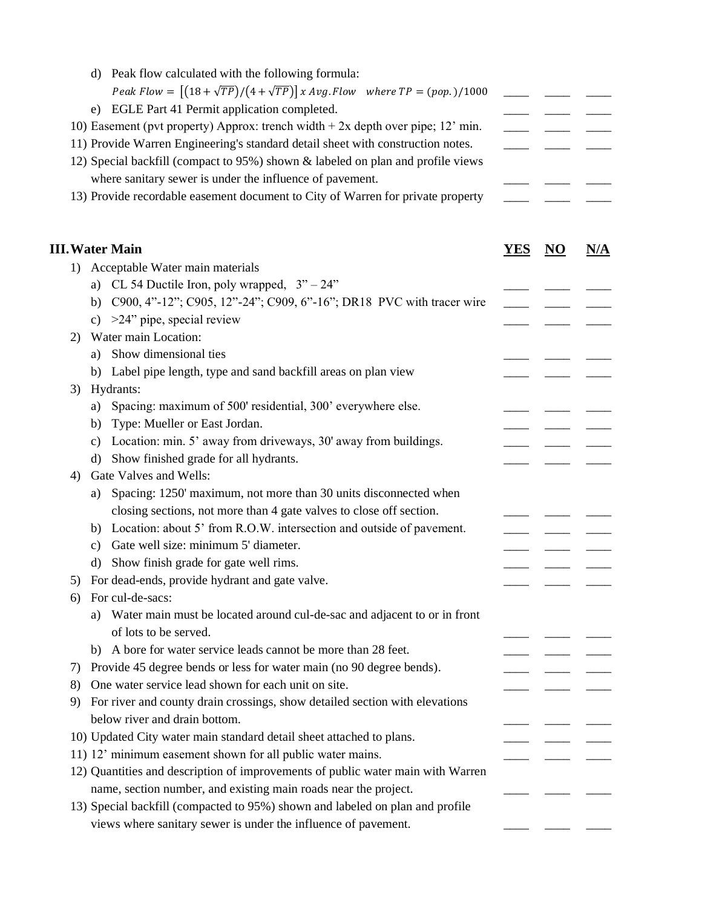d) Peak flow calculated with the following formula:

$Peak\ Flow = \left[(18+\sqrt{TP})/(4+\sqrt{TP})\right] x\ Avg.Flow \quad where\ TP = (pop.)/1000$ ____ ____ ____

e) EGLE Part 41 Permit application completed. ____ ____ ____

10) Easement (pvt property) Approx: trench width + 2x depth over pipe; 12' min. ____ ____ ____

11) Provide Warren Engineering's standard detail sheet with construction notes. ____ ____ ____

12) Special backfill (compact to 95%) shown & labeled on plan and profile views where sanitary sewer is under the influence of pavement. ____ ____ ____

13) Provide recordable easement document to City of Warren for private property ____ ____ ____

## III. Water Main

| | YES | NO | N/A |
|---|---|---|---|
| 1) Acceptable Water main materials | | | |
| a) CL 54 Ductile Iron, poly wrapped, 3" – 24" | ____ | ____ | ____ |
| b) C900, 4"-12"; C905, 12"-24"; C909, 6"-16"; DR18 PVC with tracer wire | ____ | ____ | ____ |
| c) >24" pipe, special review | ____ | ____ | ____ |
| 2) Water main Location: | | | |
| a) Show dimensional ties | ____ | ____ | ____ |
| b) Label pipe length, type and sand backfill areas on plan view | ____ | ____ | ____ |
| 3) Hydrants: | | | |
| a) Spacing: maximum of 500' residential, 300' everywhere else. | ____ | ____ | ____ |
| b) Type: Mueller or East Jordan. | ____ | ____ | ____ |
| c) Location: min. 5' away from driveways, 30' away from buildings. | ____ | ____ | ____ |
| d) Show finished grade for all hydrants. | ____ | ____ | ____ |
| 4) Gate Valves and Wells: | | | |
| a) Spacing: 1250' maximum, not more than 30 units disconnected when closing sections, not more than 4 gate valves to close off section. | ____ | ____ | ____ |
| b) Location: about 5' from R.O.W. intersection and outside of pavement. | ____ | ____ | ____ |
| c) Gate well size: minimum 5' diameter. | ____ | ____ | ____ |
| d) Show finish grade for gate well rims. | ____ | ____ | ____ |
| 5) For dead-ends, provide hydrant and gate valve. | ____ | ____ | ____ |
| 6) For cul-de-sacs: | | | |
| a) Water main must be located around cul-de-sac and adjacent to or in front of lots to be served. | ____ | ____ | ____ |
| b) A bore for water service leads cannot be more than 28 feet. | ____ | ____ | ____ |
| 7) Provide 45 degree bends or less for water main (no 90 degree bends). | ____ | ____ | ____ |
| 8) One water service lead shown for each unit on site. | ____ | ____ | ____ |
| 9) For river and county drain crossings, show detailed section with elevations below river and drain bottom. | ____ | ____ | ____ |
| 10) Updated City water main standard detail sheet attached to plans. | ____ | ____ | ____ |
| 11) 12' minimum easement shown for all public water mains. | ____ | ____ | ____ |
| 12) Quantities and description of improvements of public water main with Warren name, section number, and existing main roads near the project. | ____ | ____ | ____ |
| 13) Special backfill (compacted to 95%) shown and labeled on plan and profile views where sanitary sewer is under the influence of pavement. | ____ | ____ | ____ |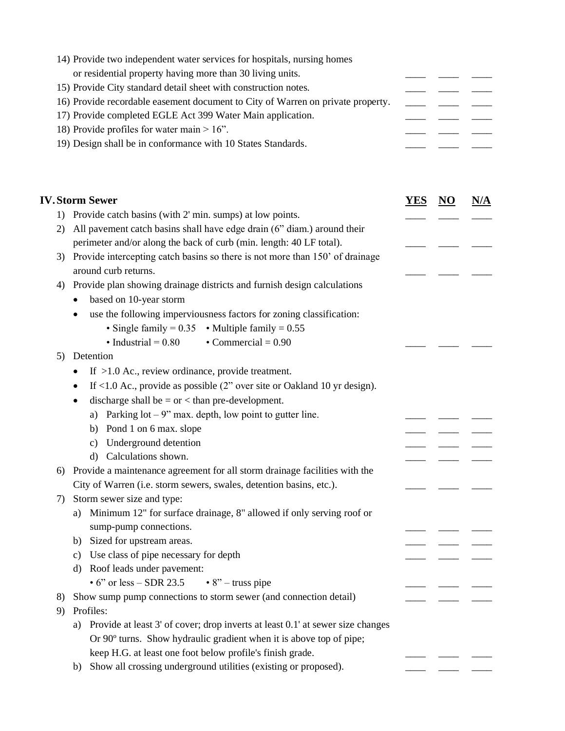14) Provide two independent water services for hospitals, nursing homes or residential property having more than 30 living units. ____ ____ ____
15) Provide City standard detail sheet with construction notes. ____ ____ ____
16) Provide recordable easement document to City of Warren on private property. ____ ____ ____
17) Provide completed EGLE Act 399 Water Main application. ____ ____ ____
18) Provide profiles for water main > 16”. ____ ____ ____
19) Design shall be in conformance with 10 States Standards. ____ ____ ____

## IV. Storm Sewer

| | YES | NO | N/A |
|---|---|---|---|
| 1) Provide catch basins (with 2' min. sumps) at low points. | ____ | ____ | ____ |
| 2) All pavement catch basins shall have edge drain (6” diam.) around their perimeter and/or along the back of curb (min. length: 40 LF total). | ____ | ____ | ____ |
| 3) Provide intercepting catch basins so there is not more than 150’ of drainage around curb returns. | ____ | ____ | ____ |
| 4) Provide plan showing drainage districts and furnish design calculations<br>• based on 10-year storm<br>• use the following imperviousness factors for zoning classification:<br>• Single family = 0.35 • Multiple family = 0.55<br>• Industrial = 0.80 • Commercial = 0.90 | ____ | ____ | ____ |
| 5) Detention<br>• If >1.0 Ac., review ordinance, provide treatment.<br>• If <1.0 Ac., provide as possible (2” over site or Oakland 10 yr design).<br>• discharge shall be = or < than pre-development. | | | |
| a) Parking lot – 9” max. depth, low point to gutter line. | ____ | ____ | ____ |
| b) Pond 1 on 6 max. slope | ____ | ____ | ____ |
| c) Underground detention | ____ | ____ | ____ |
| d) Calculations shown. | ____ | ____ | ____ |
| 6) Provide a maintenance agreement for all storm drainage facilities with the City of Warren (i.e. storm sewers, swales, detention basins, etc.). | ____ | ____ | ____ |
| 7) Storm sewer size and type: | | | |
| a) Minimum 12" for surface drainage, 8" allowed if only serving roof or sump-pump connections. | ____ | ____ | ____ |
| b) Sized for upstream areas. | ____ | ____ | ____ |
| c) Use class of pipe necessary for depth | ____ | ____ | ____ |
| d) Roof leads under pavement:<br>• 6” or less – SDR 23.5 • 8” – truss pipe | ____ | ____ | ____ |
| 8) Show sump pump connections to storm sewer (and connection detail) | ____ | ____ | ____ |
| 9) Profiles: | | | |
| a) Provide at least 3' of cover; drop inverts at least 0.1' at sewer size changes Or 90º turns. Show hydraulic gradient when it is above top of pipe; keep H.G. at least one foot below profile's finish grade. | ____ | ____ | ____ |
| b) Show all crossing underground utilities (existing or proposed). | ____ | ____ | ____ |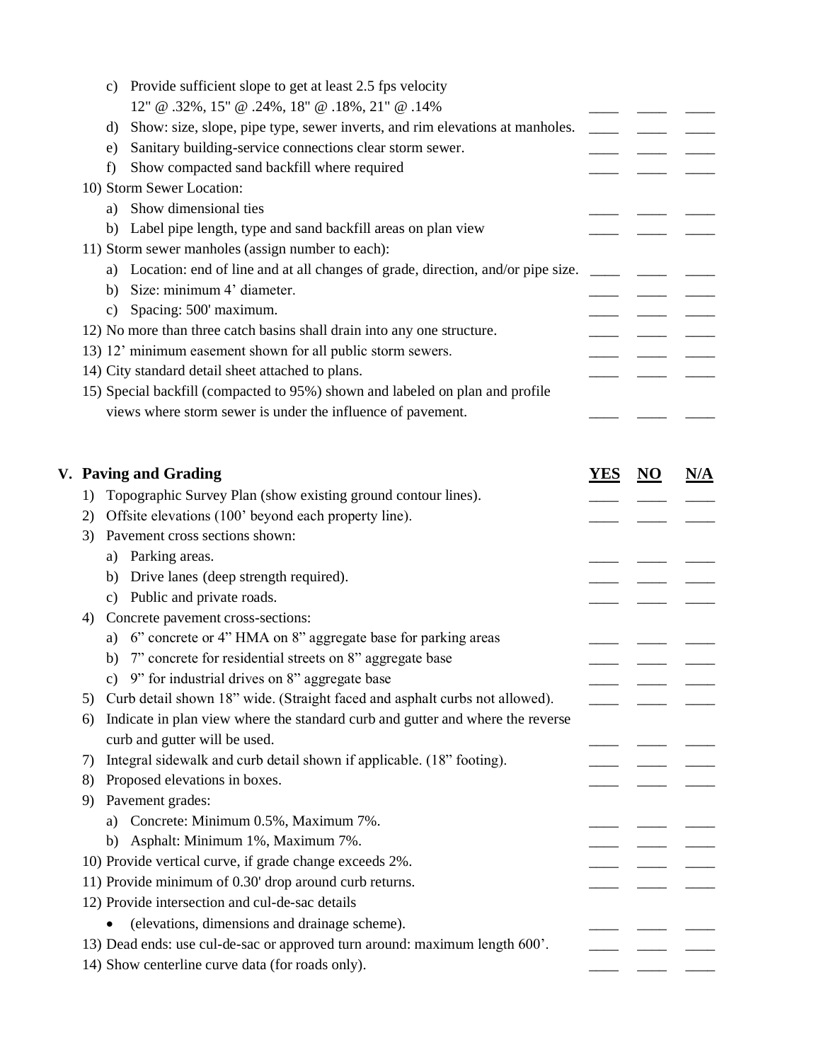c) Provide sufficient slope to get at least 2.5 fps velocity
12" @ .32%, 15" @ .24%, 18" @ .18%, 21" @ .14% ____ ____ ____

d) Show: size, slope, pipe type, sewer inverts, and rim elevations at manholes. ____ ____ ____

e) Sanitary building-service connections clear storm sewer. ____ ____ ____

f) Show compacted sand backfill where required ____ ____ ____

10) Storm Sewer Location:

a) Show dimensional ties ____ ____ ____

b) Label pipe length, type and sand backfill areas on plan view ____ ____ ____

11) Storm sewer manholes (assign number to each):

a) Location: end of line and at all changes of grade, direction, and/or pipe size. ____ ____ ____

b) Size: minimum 4' diameter. ____ ____ ____

c) Spacing: 500' maximum. ____ ____ ____

12) No more than three catch basins shall drain into any one structure. ____ ____ ____

13) 12' minimum easement shown for all public storm sewers. ____ ____ ____

14) City standard detail sheet attached to plans. ____ ____ ____

15) Special backfill (compacted to 95%) shown and labeled on plan and profile views where storm sewer is under the influence of pavement. ____ ____ ____

## V. Paving and Grading

| | YES | NO | N/A |
|---|---|---|---|
| 1) Topographic Survey Plan (show existing ground contour lines). | ____ | ____ | ____ |
| 2) Offsite elevations (100' beyond each property line). | ____ | ____ | ____ |
| 3) Pavement cross sections shown: | | | |
| a) Parking areas. | ____ | ____ | ____ |
| b) Drive lanes (deep strength required). | ____ | ____ | ____ |
| c) Public and private roads. | ____ | ____ | ____ |
| 4) Concrete pavement cross-sections: | | | |
| a) 6" concrete or 4" HMA on 8" aggregate base for parking areas | ____ | ____ | ____ |
| b) 7" concrete for residential streets on 8" aggregate base | ____ | ____ | ____ |
| c) 9" for industrial drives on 8" aggregate base | ____ | ____ | ____ |
| 5) Curb detail shown 18" wide. (Straight faced and asphalt curbs not allowed). | ____ | ____ | ____ |
| 6) Indicate in plan view where the standard curb and gutter and where the reverse curb and gutter will be used. | ____ | ____ | ____ |
| 7) Integral sidewalk and curb detail shown if applicable. (18" footing). | ____ | ____ | ____ |
| 8) Proposed elevations in boxes. | ____ | ____ | ____ |
| 9) Pavement grades: | | | |
| a) Concrete: Minimum 0.5%, Maximum 7%. | ____ | ____ | ____ |
| b) Asphalt: Minimum 1%, Maximum 7%. | ____ | ____ | ____ |
| 10) Provide vertical curve, if grade change exceeds 2%. | ____ | ____ | ____ |
| 11) Provide minimum of 0.30' drop around curb returns. | ____ | ____ | ____ |
| 12) Provide intersection and cul-de-sac details | | | |
| • (elevations, dimensions and drainage scheme). | ____ | ____ | ____ |
| 13) Dead ends: use cul-de-sac or approved turn around: maximum length 600'. | ____ | ____ | ____ |
| 14) Show centerline curve data (for roads only). | ____ | ____ | ____ |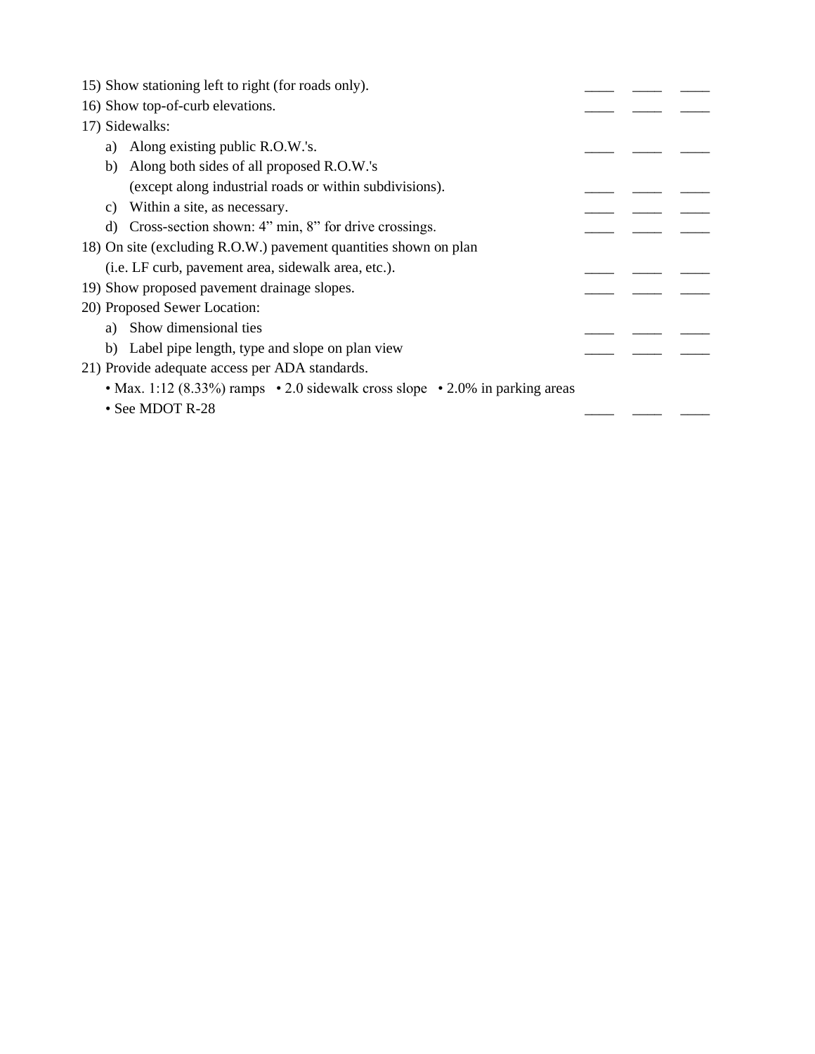15) Show stationing left to right (for roads only). ____ ____ ____

16) Show top-of-curb elevations. ____ ____ ____

17) Sidewalks:

   a) Along existing public R.O.W.'s. ____ ____ ____

   b) Along both sides of all proposed R.O.W.'s
      (except along industrial roads or within subdivisions). ____ ____ ____

   c) Within a site, as necessary. ____ ____ ____

   d) Cross-section shown: 4” min, 8” for drive crossings. ____ ____ ____

18) On site (excluding R.O.W.) pavement quantities shown on plan
    (i.e. LF curb, pavement area, sidewalk area, etc.). ____ ____ ____

19) Show proposed pavement drainage slopes. ____ ____ ____

20) Proposed Sewer Location:

   a) Show dimensional ties ____ ____ ____

   b) Label pipe length, type and slope on plan view ____ ____ ____

21) Provide adequate access per ADA standards.

   • Max. 1:12 (8.33%) ramps • 2.0 sidewalk cross slope • 2.0% in parking areas

   • See MDOT R-28 ____ ____ ____